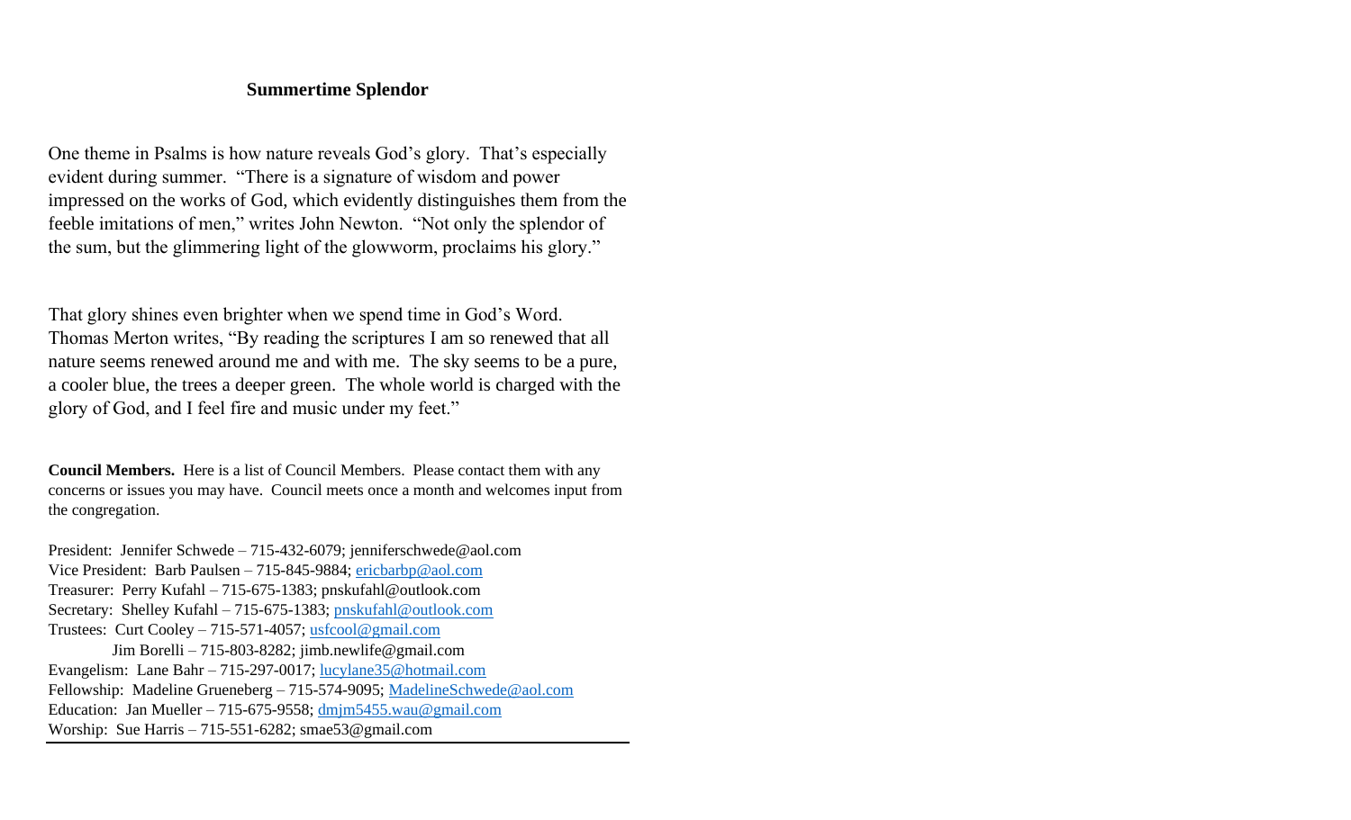## Summertime Splendor

One theme in Psalms is how nature reveals God's glory. That's especially evident during summer. "There is a signature of wisdom and power impressed on the works of God, which evidently distinguishes them from the feeble imitations of men," writes John Newton. "Not only the splendor of the sum, but the glimmering light of the glowworm, proclaims his glory."

That glory shines even brighter when we spend time in God's Word. Thomas Merton writes, "By reading the scriptures I am so renewed that all nature seems renewed around me and with me. The sky seems to be a pure, a cooler blue, the trees a deeper green. The whole world is charged with the glory of God, and I feel fire and music under my feet."

**Council Members.** Here is a list of Council Members. Please contact them with any concerns or issues you may have. Council meets once a month and welcomes input from the congregation.

President: Jennifer Schwede – 715-432-6079; jenniferschwede@aol.com
Vice President: Barb Paulsen – 715-845-9884; ericbarbp@aol.com
Treasurer: Perry Kufahl – 715-675-1383; pnskufahl@outlook.com
Secretary: Shelley Kufahl – 715-675-1383; pnskufahl@outlook.com
Trustees: Curt Cooley – 715-571-4057; usfcool@gmail.com
Jim Borelli – 715-803-8282; jimb.newlife@gmail.com
Evangelism: Lane Bahr – 715-297-0017; lucylane35@hotmail.com
Fellowship: Madeline Grueneberg – 715-574-9095; MadelineSchwede@aol.com
Education: Jan Mueller – 715-675-9558; dmjm5455.wau@gmail.com
Worship: Sue Harris – 715-551-6282; smae53@gmail.com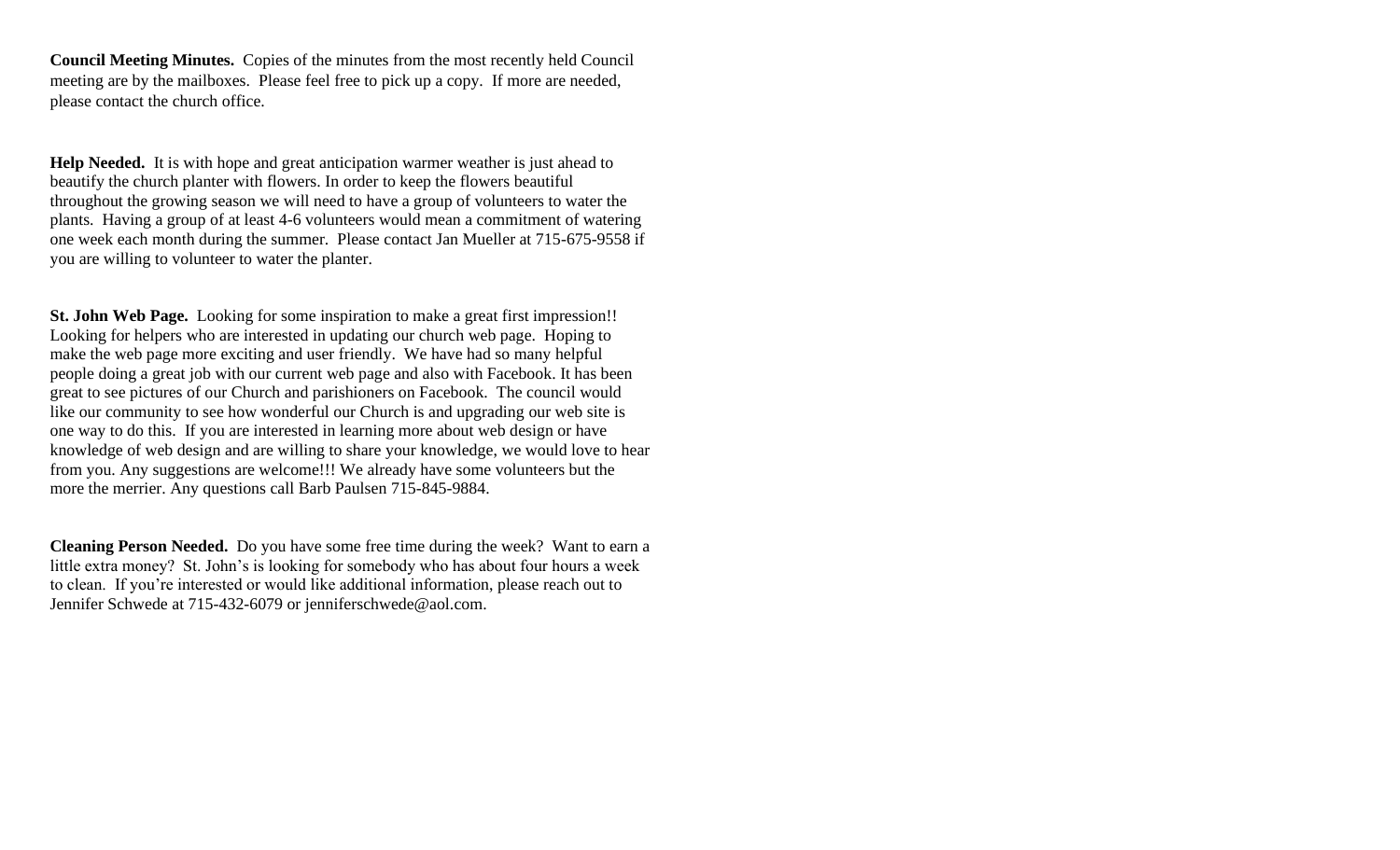**Council Meeting Minutes.** Copies of the minutes from the most recently held Council meeting are by the mailboxes. Please feel free to pick up a copy. If more are needed, please contact the church office.

**Help Needed.** It is with hope and great anticipation warmer weather is just ahead to beautify the church planter with flowers. In order to keep the flowers beautiful throughout the growing season we will need to have a group of volunteers to water the plants. Having a group of at least 4-6 volunteers would mean a commitment of watering one week each month during the summer. Please contact Jan Mueller at 715-675-9558 if you are willing to volunteer to water the planter.

**St. John Web Page.** Looking for some inspiration to make a great first impression!! Looking for helpers who are interested in updating our church web page. Hoping to make the web page more exciting and user friendly. We have had so many helpful people doing a great job with our current web page and also with Facebook. It has been great to see pictures of our Church and parishioners on Facebook. The council would like our community to see how wonderful our Church is and upgrading our web site is one way to do this. If you are interested in learning more about web design or have knowledge of web design and are willing to share your knowledge, we would love to hear from you. Any suggestions are welcome!!! We already have some volunteers but the more the merrier. Any questions call Barb Paulsen 715-845-9884.

**Cleaning Person Needed.** Do you have some free time during the week? Want to earn a little extra money? St. John's is looking for somebody who has about four hours a week to clean. If you're interested or would like additional information, please reach out to Jennifer Schwede at 715-432-6079 or jenniferschwede@aol.com.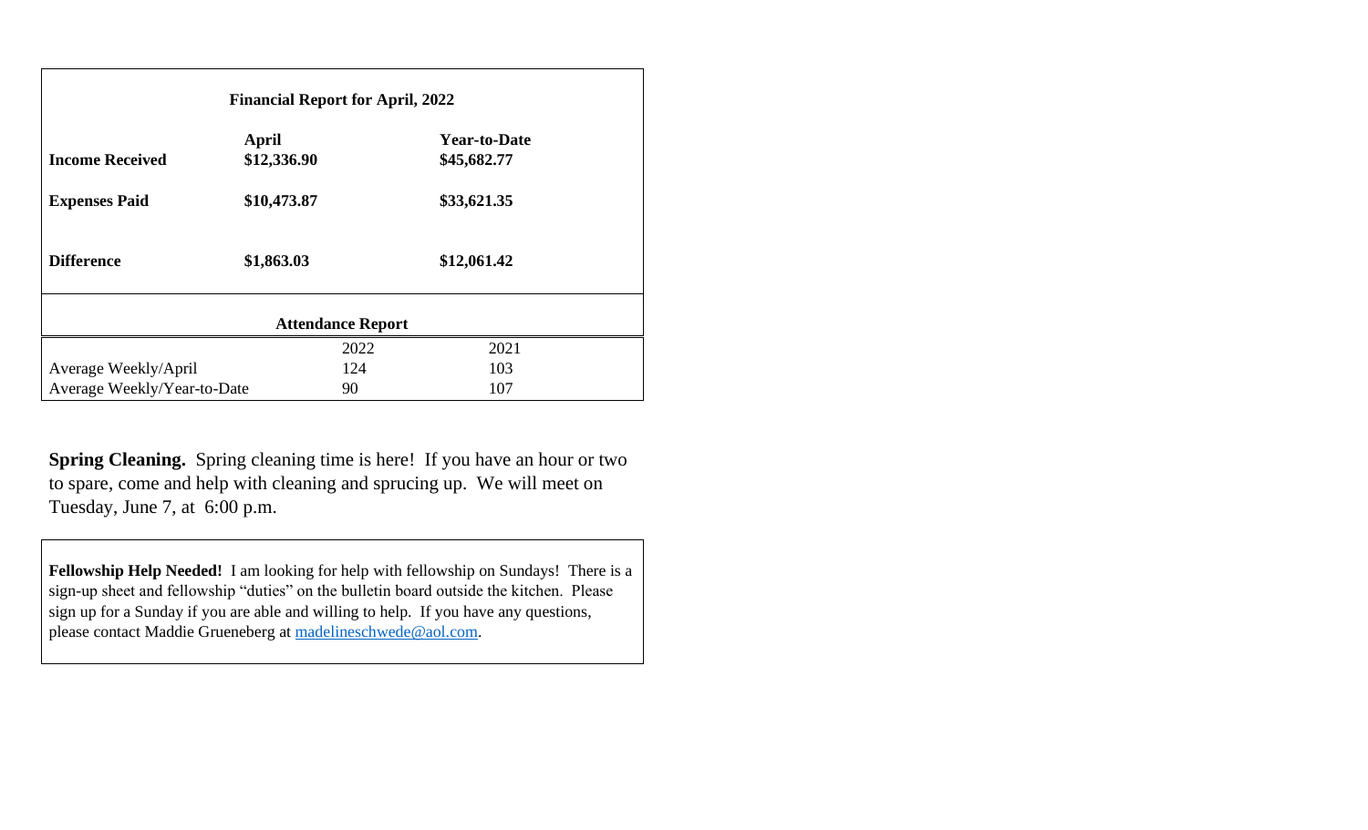**Financial Report for April, 2022**

| | April | Year-to-Date |
|---|---|---|
| **Income Received** | **$12,336.90** | **$45,682.77** |
| **Expenses Paid** | **$10,473.87** | **$33,621.35** |
| **Difference** | **$1,863.03** | **$12,061.42** |

**Attendance Report**

| | 2022 | 2021 |
|---|---|---|
| Average Weekly/April | 124 | 103 |
| Average Weekly/Year-to-Date | 90 | 107 |

**Spring Cleaning.** Spring cleaning time is here! If you have an hour or two to spare, come and help with cleaning and sprucing up. We will meet on Tuesday, June 7, at 6:00 p.m.

**Fellowship Help Needed!** I am looking for help with fellowship on Sundays! There is a sign-up sheet and fellowship "duties" on the bulletin board outside the kitchen. Please sign up for a Sunday if you are able and willing to help. If you have any questions, please contact Maddie Grueneberg at madelineschwede@aol.com.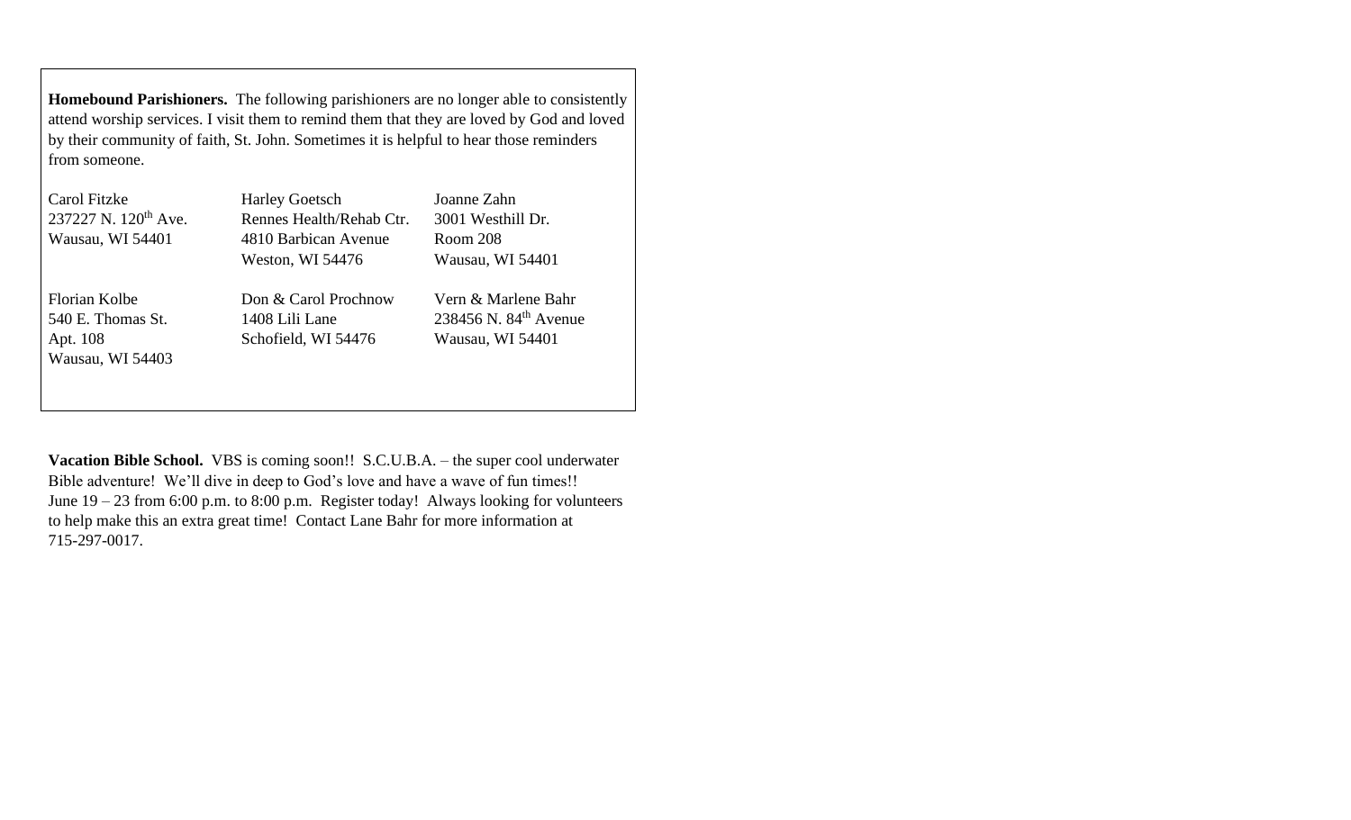**Homebound Parishioners.** The following parishioners are no longer able to consistently attend worship services. I visit them to remind them that they are loved by God and loved by their community of faith, St. John. Sometimes it is helpful to hear those reminders from someone.

Carol Fitzke
237227 N. 120th Ave.
Wausau, WI 54401

Harley Goetsch
Rennes Health/Rehab Ctr.
4810 Barbican Avenue
Weston, WI 54476

Joanne Zahn
3001 Westhill Dr.
Room 208
Wausau, WI 54401

Florian Kolbe
540 E. Thomas St.
Apt. 108
Wausau, WI 54403

Don & Carol Prochnow
1408 Lili Lane
Schofield, WI 54476

Vern & Marlene Bahr
238456 N. 84th Avenue
Wausau, WI 54401

**Vacation Bible School.** VBS is coming soon!! S.C.U.B.A. – the super cool underwater Bible adventure! We'll dive in deep to God's love and have a wave of fun times!! June 19 – 23 from 6:00 p.m. to 8:00 p.m. Register today! Always looking for volunteers to help make this an extra great time! Contact Lane Bahr for more information at 715-297-0017.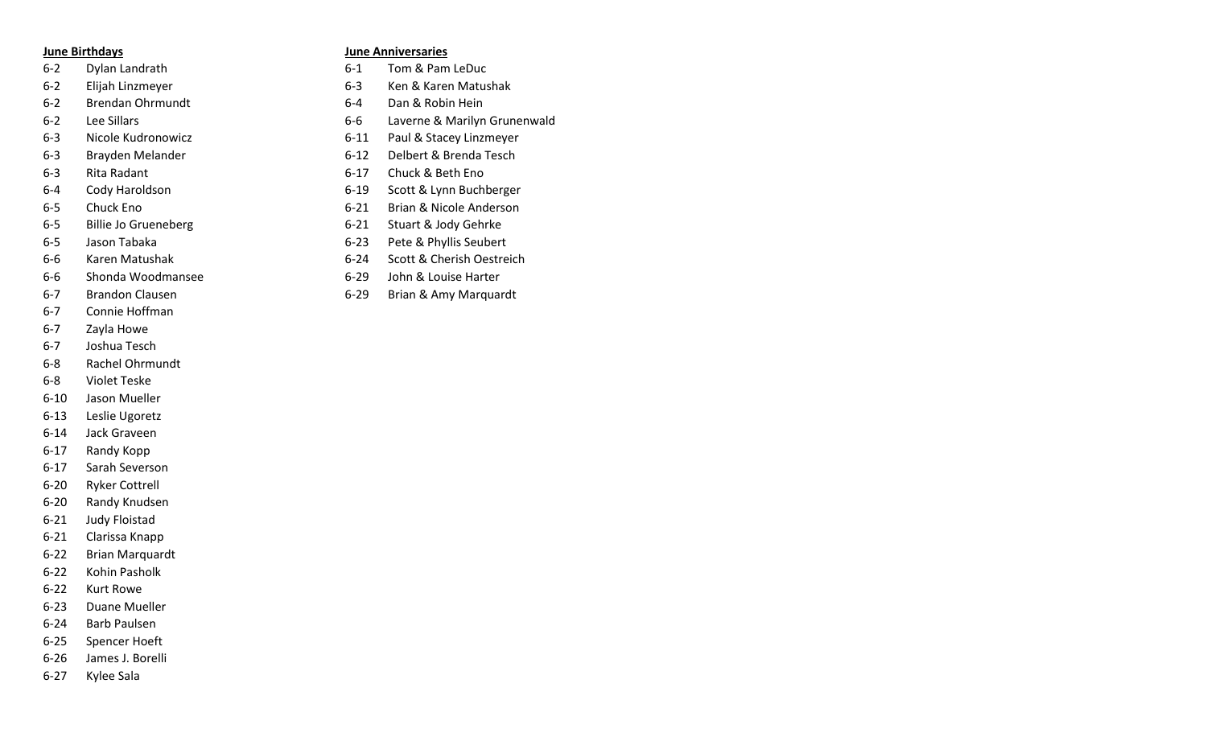**June Birthdays**

| | |
|---|---|
| 6-2 | Dylan Landrath |
| 6-2 | Elijah Linzmeyer |
| 6-2 | Brendan Ohrmundt |
| 6-2 | Lee Sillars |
| 6-3 | Nicole Kudronowicz |
| 6-3 | Brayden Melander |
| 6-3 | Rita Radant |
| 6-4 | Cody Haroldson |
| 6-5 | Chuck Eno |
| 6-5 | Billie Jo Grueneberg |
| 6-5 | Jason Tabaka |
| 6-6 | Karen Matushak |
| 6-6 | Shonda Woodmansee |
| 6-7 | Brandon Clausen |
| 6-7 | Connie Hoffman |
| 6-7 | Zayla Howe |
| 6-7 | Joshua Tesch |
| 6-8 | Rachel Ohrmundt |
| 6-8 | Violet Teske |
| 6-10 | Jason Mueller |
| 6-13 | Leslie Ugoretz |
| 6-14 | Jack Graveen |
| 6-17 | Randy Kopp |
| 6-17 | Sarah Severson |
| 6-20 | Ryker Cottrell |
| 6-20 | Randy Knudsen |
| 6-21 | Judy Floistad |
| 6-21 | Clarissa Knapp |
| 6-22 | Brian Marquardt |
| 6-22 | Kohin Pasholk |
| 6-22 | Kurt Rowe |
| 6-23 | Duane Mueller |
| 6-24 | Barb Paulsen |
| 6-25 | Spencer Hoeft |
| 6-26 | James J. Borelli |
| 6-27 | Kylee Sala |

**June Anniversaries**

| | |
|---|---|
| 6-1 | Tom & Pam LeDuc |
| 6-3 | Ken & Karen Matushak |
| 6-4 | Dan & Robin Hein |
| 6-6 | Laverne & Marilyn Grunenwald |
| 6-11 | Paul & Stacey Linzmeyer |
| 6-12 | Delbert & Brenda Tesch |
| 6-17 | Chuck & Beth Eno |
| 6-19 | Scott & Lynn Buchberger |
| 6-21 | Brian & Nicole Anderson |
| 6-21 | Stuart & Jody Gehrke |
| 6-23 | Pete & Phyllis Seubert |
| 6-24 | Scott & Cherish Oestreich |
| 6-29 | John & Louise Harter |
| 6-29 | Brian & Amy Marquardt |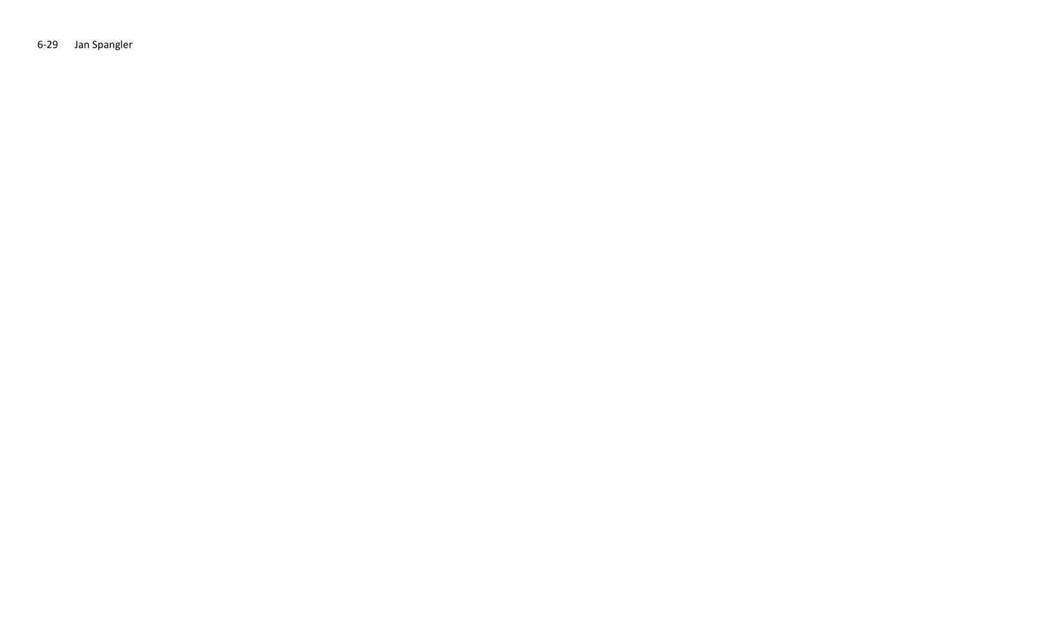6-29 Jan Spangler